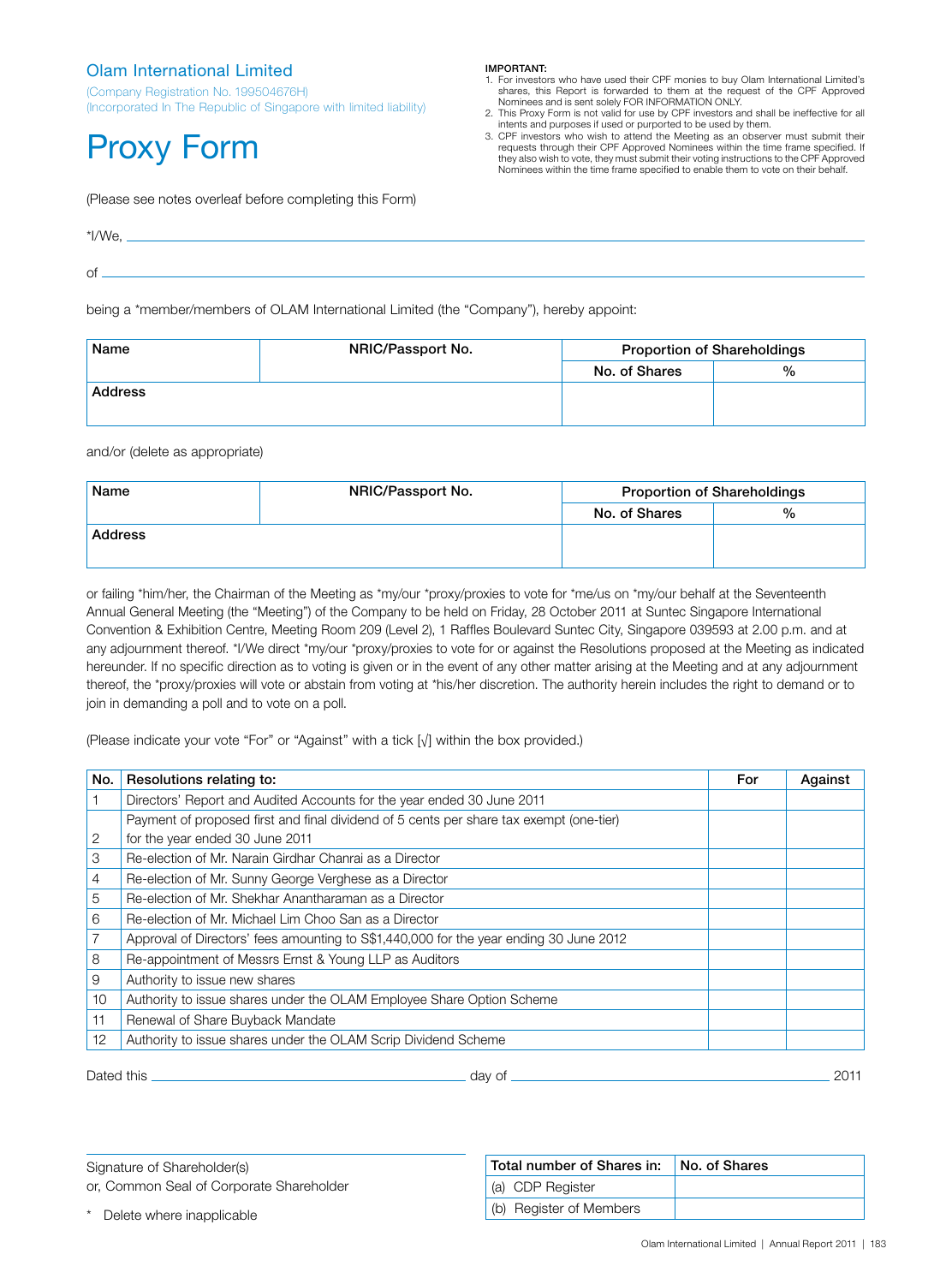## Olam International Limited

(Company Registration No. 199504676H)
(Incorporated In The Republic of Singapore with limited liability)

# Proxy Form

**IMPORTANT:**
1. For investors who have used their CPF monies to buy Olam International Limited's shares, this Report is forwarded to them at the request of the CPF Approved Nominees and is sent solely FOR INFORMATION ONLY.
2. This Proxy Form is not valid for use by CPF investors and shall be ineffective for all intents and purposes if used or purported to be used by them.
3. CPF investors who wish to attend the Meeting as an observer must submit their requests through their CPF Approved Nominees within the time frame specified. If they also wish to vote, they must submit their voting instructions to the CPF Approved Nominees within the time frame specified to enable them to vote on their behalf.

(Please see notes overleaf before completing this Form)

*I/We, ___________________________________________

of ___________________________________________

being a *member/members of OLAM International Limited (the "Company"), hereby appoint:

| Name | NRIC/Passport No. | Proportion of Shareholdings | |
|---|---|---|---|
| | | No. of Shares | % |
| Address | | | |

and/or (delete as appropriate)

| Name | NRIC/Passport No. | Proportion of Shareholdings | |
|---|---|---|---|
| | | No. of Shares | % |
| Address | | | |

or failing *him/her, the Chairman of the Meeting as *my/our *proxy/proxies to vote for *me/us on *my/our behalf at the Seventeenth Annual General Meeting (the "Meeting") of the Company to be held on Friday, 28 October 2011 at Suntec Singapore International Convention & Exhibition Centre, Meeting Room 209 (Level 2), 1 Raffles Boulevard Suntec City, Singapore 039593 at 2.00 p.m. and at any adjournment thereof. *I/We direct *my/our *proxy/proxies to vote for or against the Resolutions proposed at the Meeting as indicated hereunder. If no specific direction as to voting is given or in the event of any other matter arising at the Meeting and at any adjournment thereof, the *proxy/proxies will vote or abstain from voting at *his/her discretion. The authority herein includes the right to demand or to join in demanding a poll and to vote on a poll.

(Please indicate your vote "For" or "Against" with a tick [√] within the box provided.)

| No. | Resolutions relating to: | For | Against |
|---|---|---|---|
| 1 | Directors' Report and Audited Accounts for the year ended 30 June 2011 | | |
| 2 | Payment of proposed first and final dividend of 5 cents per share tax exempt (one-tier) for the year ended 30 June 2011 | | |
| 3 | Re-election of Mr. Narain Girdhar Chanrai as a Director | | |
| 4 | Re-election of Mr. Sunny George Verghese as a Director | | |
| 5 | Re-election of Mr. Shekhar Anantharaman as a Director | | |
| 6 | Re-election of Mr. Michael Lim Choo San as a Director | | |
| 7 | Approval of Directors' fees amounting to S$1,440,000 for the year ending 30 June 2012 | | |
| 8 | Re-appointment of Messrs Ernst & Young LLP as Auditors | | |
| 9 | Authority to issue new shares | | |
| 10 | Authority to issue shares under the OLAM Employee Share Option Scheme | | |
| 11 | Renewal of Share Buyback Mandate | | |
| 12 | Authority to issue shares under the OLAM Scrip Dividend Scheme | | |

Dated this ______________________ day of ______________________ 2011

_________________________________
Signature of Shareholder(s)
or, Common Seal of Corporate Shareholder

\* Delete where inapplicable

| Total number of Shares in: | No. of Shares |
|---|---|
| (a) CDP Register | |
| (b) Register of Members | |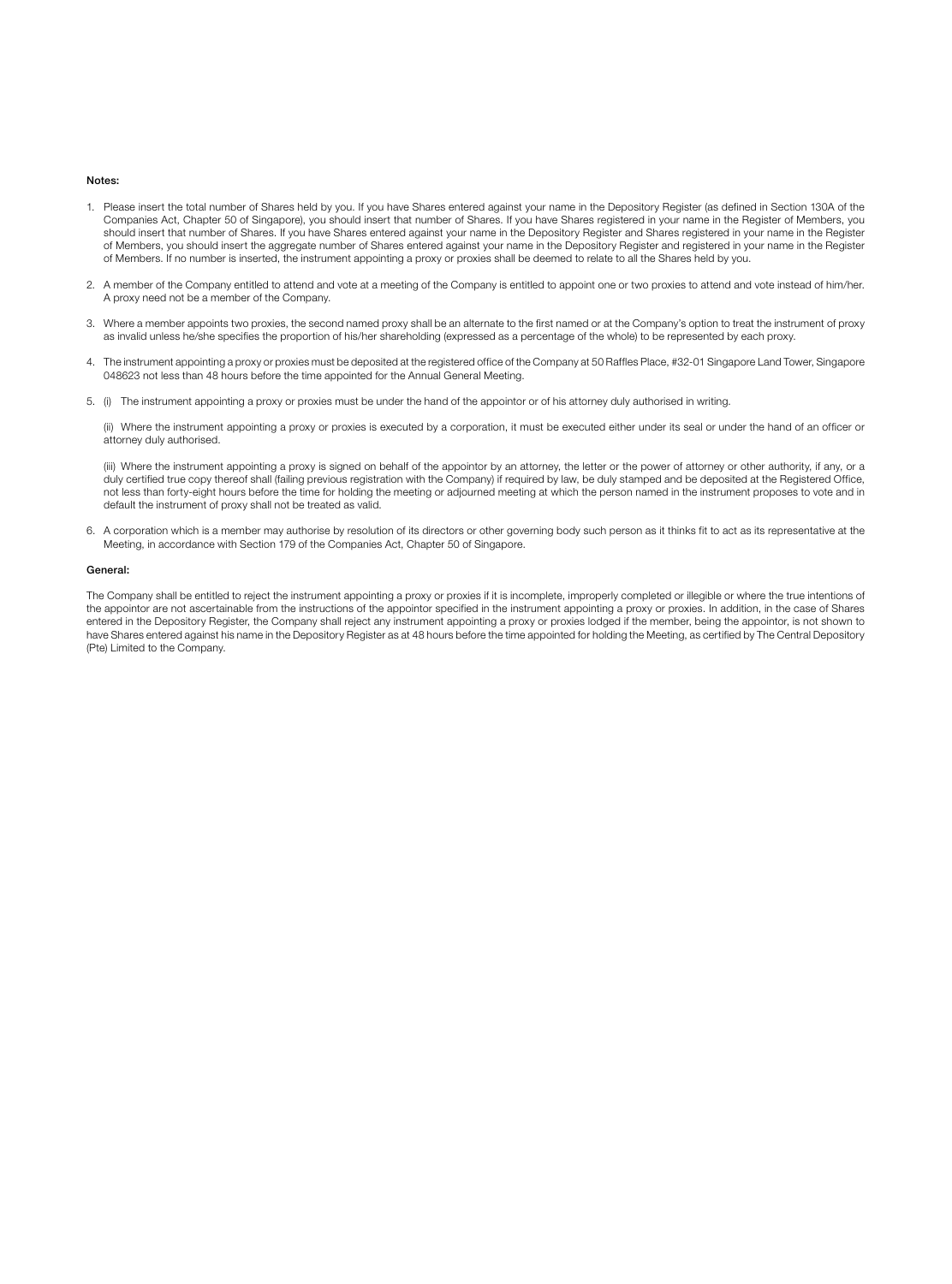**Notes:**

1. Please insert the total number of Shares held by you. If you have Shares entered against your name in the Depository Register (as defined in Section 130A of the Companies Act, Chapter 50 of Singapore), you should insert that number of Shares. If you have Shares registered in your name in the Register of Members, you should insert that number of Shares. If you have Shares entered against your name in the Depository Register and Shares registered in your name in the Register of Members, you should insert the aggregate number of Shares entered against your name in the Depository Register and registered in your name in the Register of Members. If no number is inserted, the instrument appointing a proxy or proxies shall be deemed to relate to all the Shares held by you.

2. A member of the Company entitled to attend and vote at a meeting of the Company is entitled to appoint one or two proxies to attend and vote instead of him/her. A proxy need not be a member of the Company.

3. Where a member appoints two proxies, the second named proxy shall be an alternate to the first named or at the Company's option to treat the instrument of proxy as invalid unless he/she specifies the proportion of his/her shareholding (expressed as a percentage of the whole) to be represented by each proxy.

4. The instrument appointing a proxy or proxies must be deposited at the registered office of the Company at 50 Raffles Place, #32-01 Singapore Land Tower, Singapore 048623 not less than 48 hours before the time appointed for the Annual General Meeting.

5. (i) The instrument appointing a proxy or proxies must be under the hand of the appointor or of his attorney duly authorised in writing.

   (ii) Where the instrument appointing a proxy or proxies is executed by a corporation, it must be executed either under its seal or under the hand of an officer or attorney duly authorised.

   (iii) Where the instrument appointing a proxy is signed on behalf of the appointor by an attorney, the letter or the power of attorney or other authority, if any, or a duly certified true copy thereof shall (failing previous registration with the Company) if required by law, be duly stamped and be deposited at the Registered Office, not less than forty-eight hours before the time for holding the meeting or adjourned meeting at which the person named in the instrument proposes to vote and in default the instrument of proxy shall not be treated as valid.

6. A corporation which is a member may authorise by resolution of its directors or other governing body such person as it thinks fit to act as its representative at the Meeting, in accordance with Section 179 of the Companies Act, Chapter 50 of Singapore.

**General:**

The Company shall be entitled to reject the instrument appointing a proxy or proxies if it is incomplete, improperly completed or illegible or where the true intentions of the appointor are not ascertainable from the instructions of the appointor specified in the instrument appointing a proxy or proxies. In addition, in the case of Shares entered in the Depository Register, the Company shall reject any instrument appointing a proxy or proxies lodged if the member, being the appointor, is not shown to have Shares entered against his name in the Depository Register as at 48 hours before the time appointed for holding the Meeting, as certified by The Central Depository (Pte) Limited to the Company.